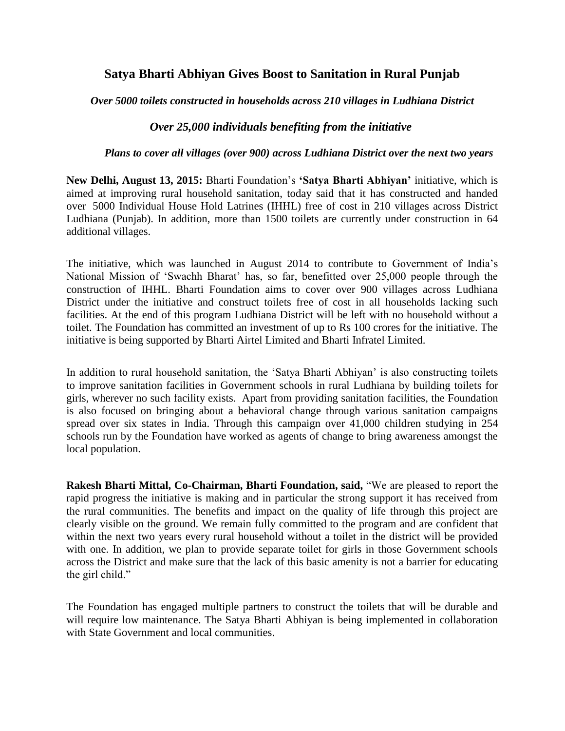# Satya Bharti Abhiyan Gives Boost to Sanitation in Rural Punjab

***Over 5000 toilets constructed in households across 210 villages in Ludhiana District***

***Over 25,000 individuals benefiting from the initiative***

***Plans to cover all villages (over 900) across Ludhiana District over the next two years***

**New Delhi, August 13, 2015:** Bharti Foundation's **'Satya Bharti Abhiyan'** initiative, which is aimed at improving rural household sanitation, today said that it has constructed and handed over 5000 Individual House Hold Latrines (IHHL) free of cost in 210 villages across District Ludhiana (Punjab). In addition, more than 1500 toilets are currently under construction in 64 additional villages.

The initiative, which was launched in August 2014 to contribute to Government of India's National Mission of 'Swachh Bharat' has, so far, benefitted over 25,000 people through the construction of IHHL. Bharti Foundation aims to cover over 900 villages across Ludhiana District under the initiative and construct toilets free of cost in all households lacking such facilities. At the end of this program Ludhiana District will be left with no household without a toilet. The Foundation has committed an investment of up to Rs 100 crores for the initiative. The initiative is being supported by Bharti Airtel Limited and Bharti Infratel Limited.

In addition to rural household sanitation, the 'Satya Bharti Abhiyan' is also constructing toilets to improve sanitation facilities in Government schools in rural Ludhiana by building toilets for girls, wherever no such facility exists. Apart from providing sanitation facilities, the Foundation is also focused on bringing about a behavioral change through various sanitation campaigns spread over six states in India. Through this campaign over 41,000 children studying in 254 schools run by the Foundation have worked as agents of change to bring awareness amongst the local population.

**Rakesh Bharti Mittal, Co-Chairman, Bharti Foundation, said,** "We are pleased to report the rapid progress the initiative is making and in particular the strong support it has received from the rural communities. The benefits and impact on the quality of life through this project are clearly visible on the ground. We remain fully committed to the program and are confident that within the next two years every rural household without a toilet in the district will be provided with one. In addition, we plan to provide separate toilet for girls in those Government schools across the District and make sure that the lack of this basic amenity is not a barrier for educating the girl child."

The Foundation has engaged multiple partners to construct the toilets that will be durable and will require low maintenance. The Satya Bharti Abhiyan is being implemented in collaboration with State Government and local communities.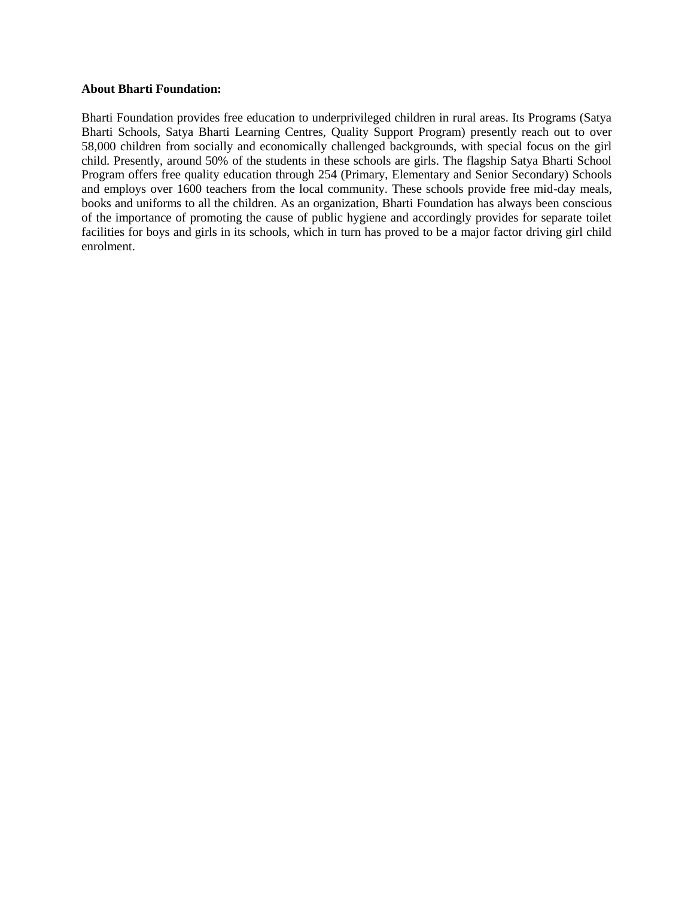**About Bharti Foundation:**

Bharti Foundation provides free education to underprivileged children in rural areas. Its Programs (Satya Bharti Schools, Satya Bharti Learning Centres, Quality Support Program) presently reach out to over 58,000 children from socially and economically challenged backgrounds, with special focus on the girl child. Presently, around 50% of the students in these schools are girls. The flagship Satya Bharti School Program offers free quality education through 254 (Primary, Elementary and Senior Secondary) Schools and employs over 1600 teachers from the local community. These schools provide free mid-day meals, books and uniforms to all the children. As an organization, Bharti Foundation has always been conscious of the importance of promoting the cause of public hygiene and accordingly provides for separate toilet facilities for boys and girls in its schools, which in turn has proved to be a major factor driving girl child enrolment.